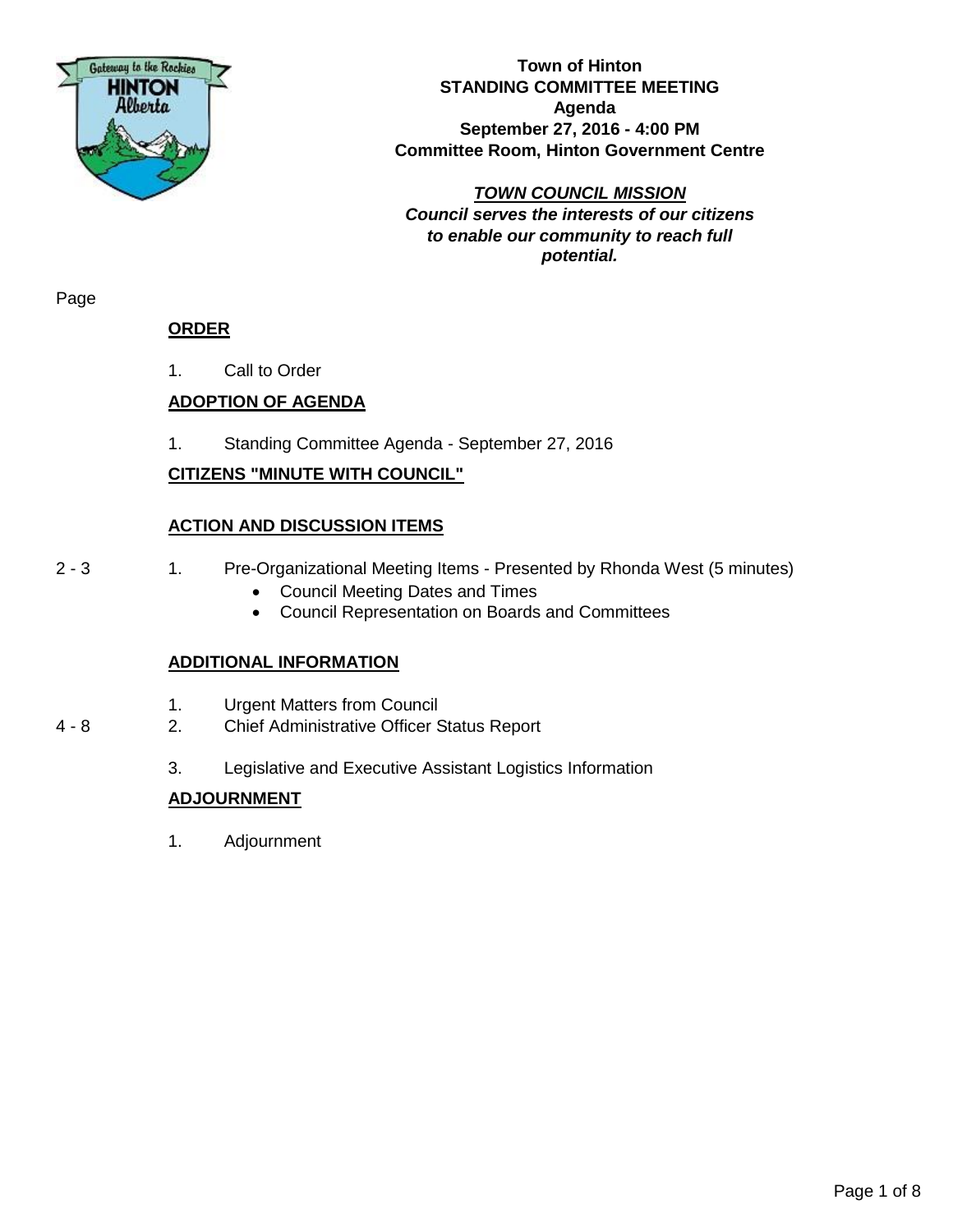**Town of Hinton**
**STANDING COMMITTEE MEETING**
**Agenda**
**September 27, 2016 - 4:00 PM**
**Committee Room, Hinton Government Centre**

***TOWN COUNCIL MISSION***
***Council serves the interests of our citizens to enable our community to reach full potential.***

Page

## ORDER

1. Call to Order

## ADOPTION OF AGENDA

1. Standing Committee Agenda - September 27, 2016

## CITIZENS "MINUTE WITH COUNCIL"

## ACTION AND DISCUSSION ITEMS

2 - 3 1. Pre-Organizational Meeting Items - Presented by Rhonda West (5 minutes)
- Council Meeting Dates and Times
- Council Representation on Boards and Committees

## ADDITIONAL INFORMATION

1. Urgent Matters from Council

4 - 8 2. Chief Administrative Officer Status Report

3. Legislative and Executive Assistant Logistics Information

## ADJOURNMENT

1. Adjournment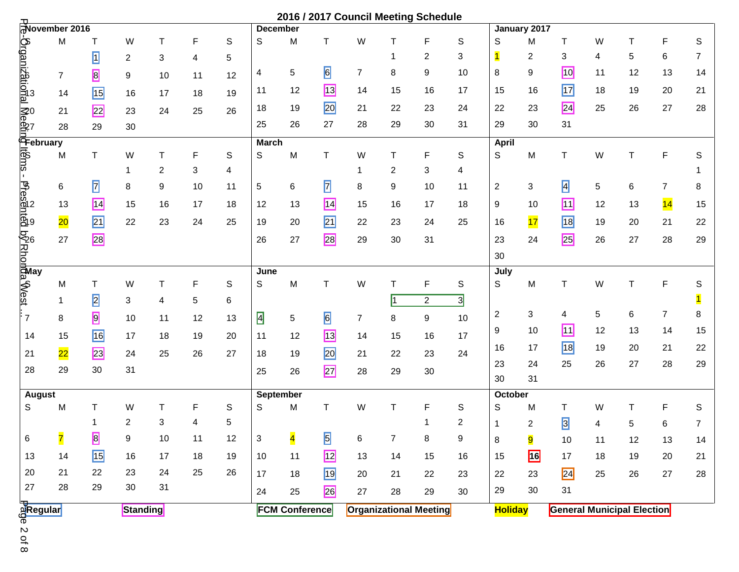# 2016 / 2017 Council Meeting Schedule

**Legend:** Regular | Standing | FCM Conference | Organizational Meeting | Holiday | General Municipal Election

The meeting type for each marked date is shown in parentheses.

### November 2016

| S | M | T | W | T | F | S |
|---|---|---|---|---|---|---|
| | | 1 (Regular) | 2 | 3 | 4 | 5 |
| 6 | 7 | 8 (Standing) | 9 | 10 | 11 | 12 |
| 13 | 14 | 15 (Regular) | 16 | 17 | 18 | 19 |
| 20 | 21 | 22 (Standing) | 23 | 24 | 25 | 26 |
| 27 | 28 | 29 | 30 | | | |

### December

| S | M | T | W | T | F | S |
|---|---|---|---|---|---|---|
| | | | | 1 | 2 | 3 |
| 4 | 5 | 6 (Regular) | 7 | 8 | 9 | 10 |
| 11 | 12 | 13 (Standing) | 14 | 15 | 16 | 17 |
| 18 | 19 | 20 (Regular) | 21 | 22 | 23 | 24 |
| 25 | 26 | 27 | 28 | 29 | 30 | 31 |

### January 2017

| S | M | T | W | T | F | S |
|---|---|---|---|---|---|---|
| 1 (Holiday) | 2 | 3 | 4 | 5 | 6 | 7 |
| 8 | 9 | 10 (Standing) | 11 | 12 | 13 | 14 |
| 15 | 16 | 17 (Regular) | 18 | 19 | 20 | 21 |
| 22 | 23 | 24 (Standing) | 25 | 26 | 27 | 28 |
| 29 | 30 | 31 | | | | |

### February

| S | M | T | W | T | F | S |
|---|---|---|---|---|---|---|
| | | | 1 | 2 | 3 | 4 |
| 5 | 6 | 7 (Regular) | 8 | 9 | 10 | 11 |
| 12 | 13 | 14 (Standing) | 15 | 16 | 17 | 18 |
| 19 | 20 (Holiday) | 21 (Regular) | 22 | 23 | 24 | 25 |
| 26 | 27 | 28 (Standing) | | | | |

### March

| S | M | T | W | T | F | S |
|---|---|---|---|---|---|---|
| | | | 1 | 2 | 3 | 4 |
| 5 | 6 | 7 (Regular) | 8 | 9 | 10 | 11 |
| 12 | 13 | 14 (Standing) | 15 | 16 | 17 | 18 |
| 19 | 20 | 21 (Regular) | 22 | 23 | 24 | 25 |
| 26 | 27 | 28 (Standing) | 29 | 30 | 31 | |

### April

| S | M | T | W | T | F | S |
|---|---|---|---|---|---|---|
| | | | | | | 1 |
| 2 | 3 | 4 (Regular) | 5 | 6 | 7 | 8 |
| 9 | 10 | 11 (Standing) | 12 | 13 | 14 (Holiday) | 15 |
| 16 | 17 (Holiday) | 18 (Regular) | 19 | 20 | 21 | 22 |
| 23 | 24 | 25 (Standing) | 26 | 27 | 28 | 29 |
| 30 | | | | | | |

### May

| S | M | T | W | T | F | S |
|---|---|---|---|---|---|---|
| | 1 | 2 (Regular) | 3 | 4 | 5 | 6 |
| 7 | 8 | 9 (Standing) | 10 | 11 | 12 | 13 |
| 14 | 15 | 16 (Regular) | 17 | 18 | 19 | 20 |
| 21 | 22 (Holiday) | 23 (Standing) | 24 | 25 | 26 | 27 |
| 28 | 29 | 30 | 31 | | | |

### June

| S | M | T | W | T | F | S |
|---|---|---|---|---|---|---|
| | | | | 1 (FCM Conference) | 2 (FCM Conference) | 3 (FCM Conference) |
| 4 (FCM Conference) | 5 | 6 (Regular) | 7 | 8 | 9 | 10 |
| 11 | 12 | 13 (Standing) | 14 | 15 | 16 | 17 |
| 18 | 19 | 20 (Regular) | 21 | 22 | 23 | 24 |
| 25 | 26 | 27 (Standing) | 28 | 29 | 30 | |

### July

| S | M | T | W | T | F | S |
|---|---|---|---|---|---|---|
| | | | | | | 1 (Holiday) |
| 2 | 3 | 4 | 5 | 6 | 7 | 8 |
| 9 | 10 | 11 (Standing) | 12 | 13 | 14 | 15 |
| 16 | 17 | 18 (Regular) | 19 | 20 | 21 | 22 |
| 23 | 24 | 25 | 26 | 27 | 28 | 29 |
| 30 | 31 | | | | | |

### August

| S | M | T | W | T | F | S |
|---|---|---|---|---|---|---|
| | | 1 | 2 | 3 | 4 | 5 |
| 6 | 7 (Holiday) | 8 (Standing) | 9 | 10 | 11 | 12 |
| 13 | 14 | 15 (Regular) | 16 | 17 | 18 | 19 |
| 20 | 21 | 22 | 23 | 24 | 25 | 26 |
| 27 | 28 | 29 | 30 | 31 | | |

### September

| S | M | T | W | T | F | S |
|---|---|---|---|---|---|---|
| | | | | | 1 | 2 |
| 3 | 4 (Holiday) | 5 (Regular) | 6 | 7 | 8 | 9 |
| 10 | 11 | 12 (Standing) | 13 | 14 | 15 | 16 |
| 17 | 18 | 19 (Regular) | 20 | 21 | 22 | 23 |
| 24 | 25 | 26 (Standing) | 27 | 28 | 29 | 30 |

### October

| S | M | T | W | T | F | S |
|---|---|---|---|---|---|---|
| 1 | 2 | 3 (Regular) | 4 | 5 | 6 | 7 |
| 8 | 9 (Holiday) | 10 | 11 | 12 | 13 | 14 |
| 15 | 16 (General Municipal Election) | 17 | 18 | 19 | 20 | 21 |
| 22 | 23 | 24 (Organizational Meeting) | 25 | 26 | 27 | 28 |
| 29 | 30 | 31 | | | | |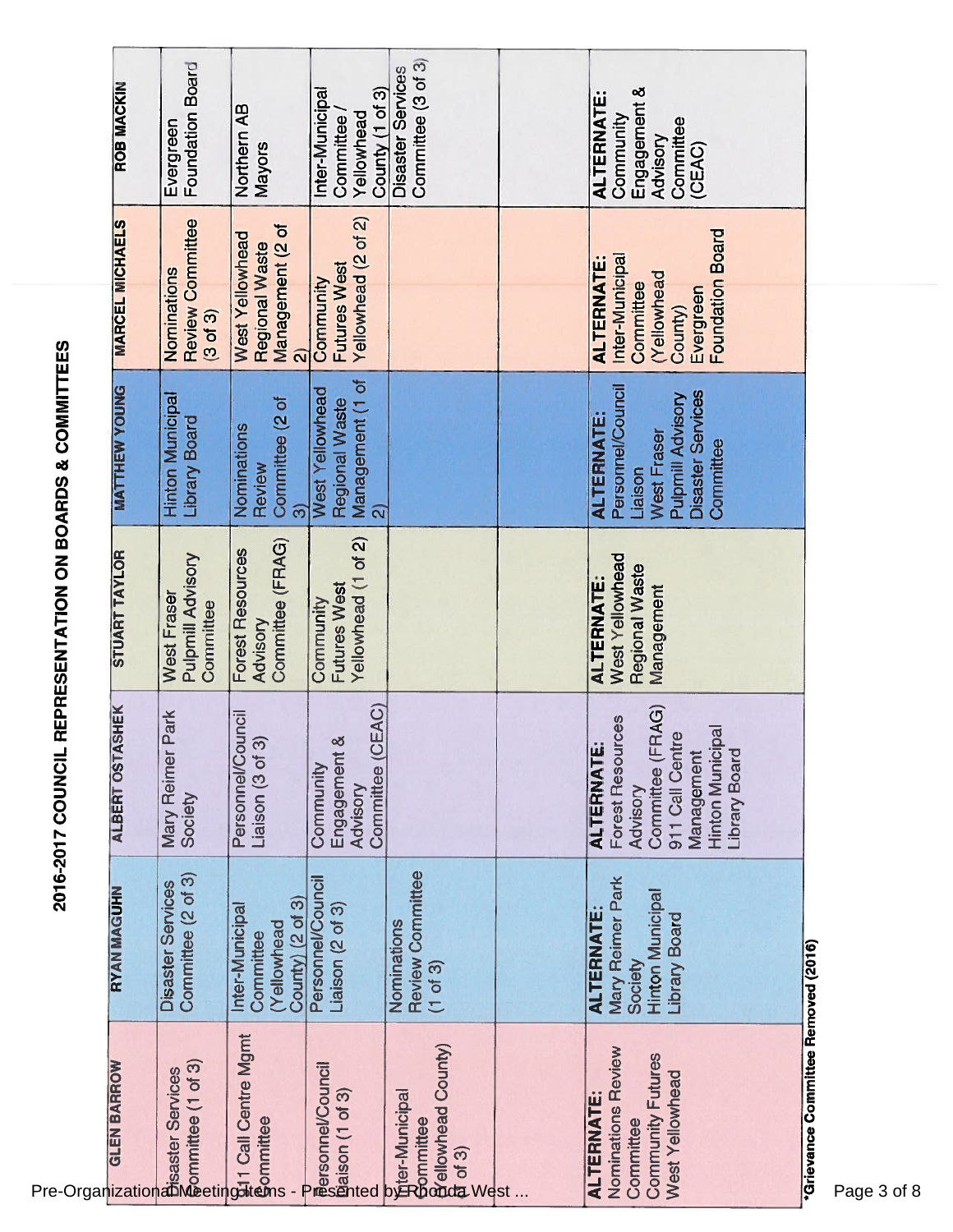# 2016-2017 COUNCIL REPRESENTATION ON BOARDS & COMMITTEES

| GLEN BARROW | RYAN MAGUHN | ALBERT OSTASHEK | STUART TAYLOR | MATTHEW YOUNG | MARCEL MICHAELS | ROB MACKIN |
|---|---|---|---|---|---|---|
| Disaster Services Committee (1 of 3) | Disaster Services Committee (2 of 3) | Mary Reimer Park Society | West Fraser Pulpmill Advisory Committee | Hinton Municipal Library Board | Nominations Review Committee (3 of 3) | Evergreen Foundation Board |
| 911 Call Centre Mgmt Committee | Inter-Municipal Committee (Yellowhead County) (2 of 3) | Personnel/Council Liaison (3 of 3) | Forest Resources Advisory Committee (FRAG) | Nominations Review Committee (2 of 3) | West Yellowhead Regional Waste Management (2 of 2) | Northern AB Mayors |
| Personnel/Council Liaison (1 of 3) | Personnel/Council Liaison (2 of 3) | Community Engagement & Advisory Committee (CEAC) | Community Futures West Yellowhead (1 of 2) | West Yellowhead Regional Waste Management (1 of 2) | Community Futures West Yellowhead (2 of 2) | Inter-Municipal Committee / Yellowhead County (1 of 3) |
| Inter-Municipal Committee (Yellowhead County) (3 of 3) | Nominations Review Committee (1 of 3) | | | | | Disaster Services Committee (3 of 3) |
| | | | | | | |
| **ALTERNATE:** Nominations Review Committee Community Futures West Yellowhead | **ALTERNATE:** Mary Reimer Park Society Hinton Municipal Library Board | **ALTERNATE:** Forest Resources Advisory Committee (FRAG) 911 Call Centre Management Hinton Municipal Library Board | **ALTERNATE:** West Yellowhead Regional Waste Management | **ALTERNATE:** Personnel/Council Liaison West Fraser Pulpmill Advisory Disaster Services Committee | **ALTERNATE:** Inter-Municipal Committee (Yellowhead County) Evergreen Foundation Board | **ALTERNATE:** Community Engagement & Advisory Committee (CEAC) |

*Grievance Committee Removed (2016)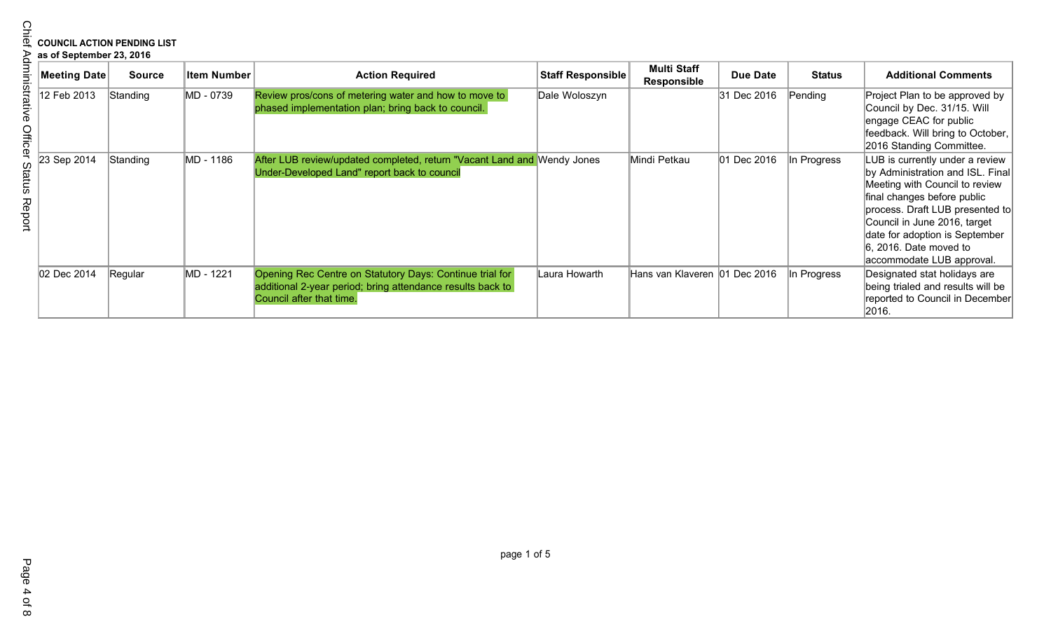**COUNCIL ACTION PENDING LIST**
**as of September 23, 2016**

| Meeting Date | Source | Item Number | Action Required | Staff Responsible | Multi Staff Responsible | Due Date | Status | Additional Comments |
|---|---|---|---|---|---|---|---|---|
| 12 Feb 2013 | Standing | MD - 0739 | Review pros/cons of metering water and how to move to phased implementation plan; bring back to council. | Dale Woloszyn | | 31 Dec 2016 | Pending | Project Plan to be approved by Council by Dec. 31/15. Will engage CEAC for public feedback. Will bring to October, 2016 Standing Committee. |
| 23 Sep 2014 | Standing | MD - 1186 | After LUB review/updated completed, return "Vacant Land and Under-Developed Land" report back to council | Wendy Jones | Mindi Petkau | 01 Dec 2016 | In Progress | LUB is currently under a review by Administration and ISL. Final Meeting with Council to review final changes before public process. Draft LUB presented to Council in June 2016, target date for adoption is September 6, 2016. Date moved to accommodate LUB approval. |
| 02 Dec 2014 | Regular | MD - 1221 | Opening Rec Centre on Statutory Days: Continue trial for additional 2-year period; bring attendance results back to Council after that time. | Laura Howarth | Hans van Klaveren | 01 Dec 2016 | In Progress | Designated stat holidays are being trialed and results will be reported to Council in December 2016. |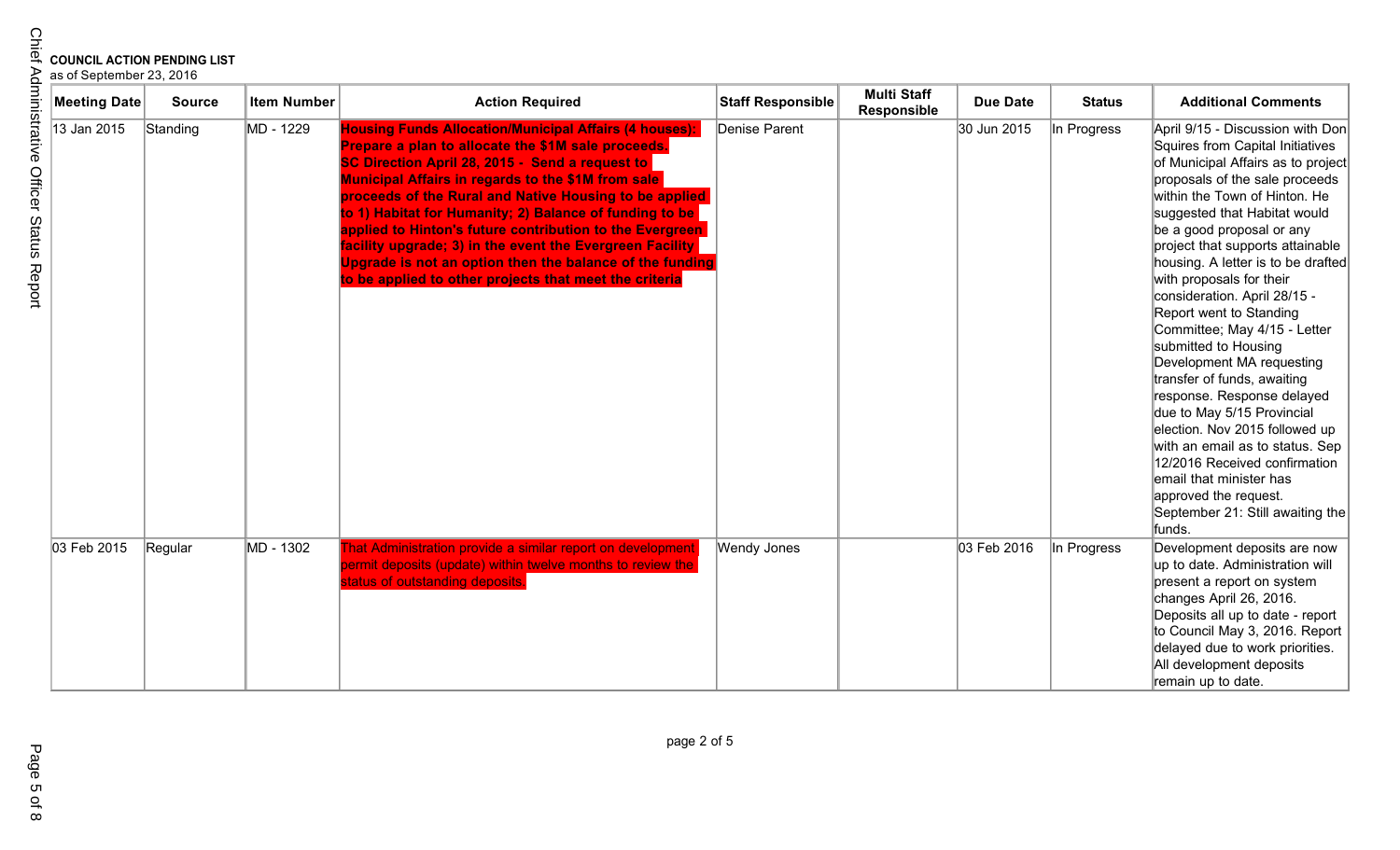**COUNCIL ACTION PENDING LIST**
as of September 23, 2016

| Meeting Date | Source | Item Number | Action Required | Staff Responsible | Multi Staff Responsible | Due Date | Status | Additional Comments |
|---|---|---|---|---|---|---|---|---|
| 13 Jan 2015 | Standing | MD - 1229 | **Housing Funds Allocation/Municipal Affairs (4 houses): Prepare a plan to allocate the $1M sale proceeds. SC Direction April 28, 2015 - Send a request to Municipal Affairs in regards to the $1M from sale proceeds of the Rural and Native Housing to be applied to 1) Habitat for Humanity; 2) Balance of funding to be applied to Hinton's future contribution to the Evergreen facility upgrade; 3) in the event the Evergreen Facility Upgrade is not an option then the balance of the funding to be applied to other projects that meet the criteria** | Denise Parent | | 30 Jun 2015 | In Progress | April 9/15 - Discussion with Don Squires from Capital Initiatives of Municipal Affairs as to project proposals of the sale proceeds within the Town of Hinton. He suggested that Habitat would be a good proposal or any project that supports attainable housing. A letter is to be drafted with proposals for their consideration. April 28/15 - Report went to Standing Committee; May 4/15 - Letter submitted to Housing Development MA requesting transfer of funds, awaiting response. Response delayed due to May 5/15 Provincial election. Nov 2015 followed up with an email as to status. Sep 12/2016 Received confirmation email that minister has approved the request. September 21: Still awaiting the funds. |
| 03 Feb 2015 | Regular | MD - 1302 | That Administration provide a similar report on development permit deposits (update) within twelve months to review the status of outstanding deposits. | Wendy Jones | | 03 Feb 2016 | In Progress | Development deposits are now up to date. Administration will present a report on system changes April 26, 2016. Deposits all up to date - report to Council May 3, 2016. Report delayed due to work priorities. All development deposits remain up to date. |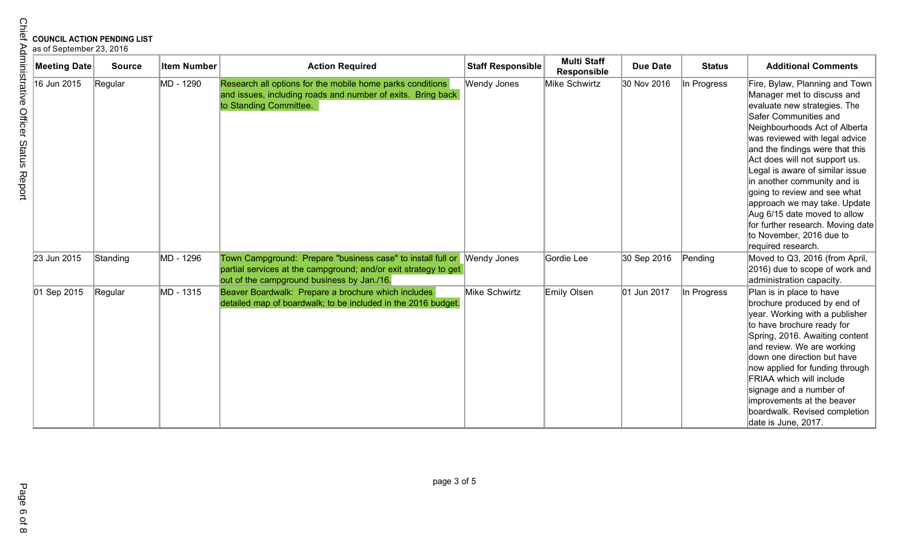**COUNCIL ACTION PENDING LIST**
as of September 23, 2016

| Meeting Date | Source | Item Number | Action Required | Staff Responsible | Multi Staff Responsible | Due Date | Status | Additional Comments |
|---|---|---|---|---|---|---|---|---|
| 16 Jun 2015 | Regular | MD - 1290 | Research all options for the mobile home parks conditions and issues, including roads and number of exits. Bring back to Standing Committee. | Wendy Jones | Mike Schwirtz | 30 Nov 2016 | In Progress | Fire, Bylaw, Planning and Town Manager met to discuss and evaluate new strategies. The Safer Communities and Neighbourhoods Act of Alberta was reviewed with legal advice and the findings were that this Act does will not support us. Legal is aware of similar issue in another community and is going to review and see what approach we may take. Update Aug 6/15 date moved to allow for further research. Moving date to November, 2016 due to required research. |
| 23 Jun 2015 | Standing | MD - 1296 | Town Campground: Prepare "business case" to install full or partial services at the campground; and/or exit strategy to get out of the campground business by Jan./16. | Wendy Jones | Gordie Lee | 30 Sep 2016 | Pending | Moved to Q3, 2016 (from April, 2016) due to scope of work and administration capacity. |
| 01 Sep 2015 | Regular | MD - 1315 | Beaver Boardwalk: Prepare a brochure which includes detailed map of boardwalk; to be included in the 2016 budget. | Mike Schwirtz | Emily Olsen | 01 Jun 2017 | In Progress | Plan is in place to have brochure produced by end of year. Working with a publisher to have brochure ready for Spring, 2016. Awaiting content and review. We are working down one direction but have now applied for funding through FRIAA which will include signage and a number of improvements at the beaver boardwalk. Revised completion date is June, 2017. |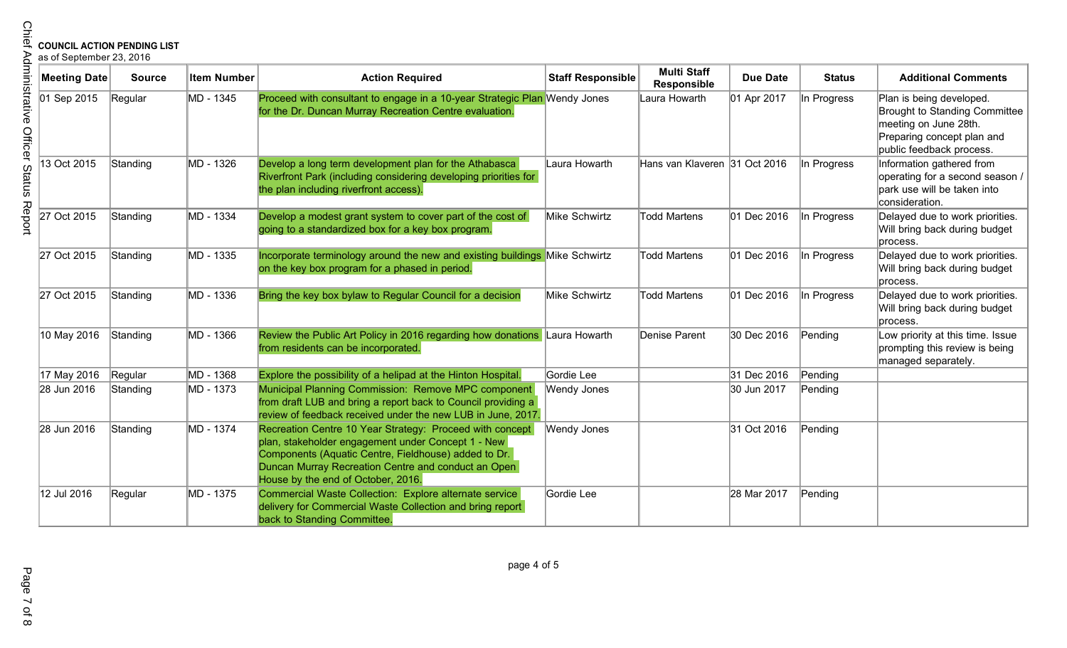**COUNCIL ACTION PENDING LIST**
as of September 23, 2016

| Meeting Date | Source | Item Number | Action Required | Staff Responsible | Multi Staff Responsible | Due Date | Status | Additional Comments |
|---|---|---|---|---|---|---|---|---|
| 01 Sep 2015 | Regular | MD - 1345 | Proceed with consultant to engage in a 10-year Strategic Plan for the Dr. Duncan Murray Recreation Centre evaluation. | Wendy Jones | Laura Howarth | 01 Apr 2017 | In Progress | Plan is being developed. Brought to Standing Committee meeting on June 28th. Preparing concept plan and public feedback process. |
| 13 Oct 2015 | Standing | MD - 1326 | Develop a long term development plan for the Athabasca Riverfront Park (including considering developing priorities for the plan including riverfront access). | Laura Howarth | Hans van Klaveren | 31 Oct 2016 | In Progress | Information gathered from operating for a second season / park use will be taken into consideration. |
| 27 Oct 2015 | Standing | MD - 1334 | Develop a modest grant system to cover part of the cost of going to a standardized box for a key box program. | Mike Schwirtz | Todd Martens | 01 Dec 2016 | In Progress | Delayed due to work priorities. Will bring back during budget process. |
| 27 Oct 2015 | Standing | MD - 1335 | Incorporate terminology around the new and existing buildings on the key box program for a phased in period. | Mike Schwirtz | Todd Martens | 01 Dec 2016 | In Progress | Delayed due to work priorities. Will bring back during budget process. |
| 27 Oct 2015 | Standing | MD - 1336 | Bring the key box bylaw to Regular Council for a decision | Mike Schwirtz | Todd Martens | 01 Dec 2016 | In Progress | Delayed due to work priorities. Will bring back during budget process. |
| 10 May 2016 | Standing | MD - 1366 | Review the Public Art Policy in 2016 regarding how donations from residents can be incorporated. | Laura Howarth | Denise Parent | 30 Dec 2016 | Pending | Low priority at this time. Issue prompting this review is being managed separately. |
| 17 May 2016 | Regular | MD - 1368 | Explore the possibility of a helipad at the Hinton Hospital. | Gordie Lee | | 31 Dec 2016 | Pending | |
| 28 Jun 2016 | Standing | MD - 1373 | Municipal Planning Commission: Remove MPC component from draft LUB and bring a report back to Council providing a review of feedback received under the new LUB in June, 2017. | Wendy Jones | | 30 Jun 2017 | Pending | |
| 28 Jun 2016 | Standing | MD - 1374 | Recreation Centre 10 Year Strategy: Proceed with concept plan, stakeholder engagement under Concept 1 - New Components (Aquatic Centre, Fieldhouse) added to Dr. Duncan Murray Recreation Centre and conduct an Open House by the end of October, 2016. | Wendy Jones | | 31 Oct 2016 | Pending | |
| 12 Jul 2016 | Regular | MD - 1375 | Commercial Waste Collection: Explore alternate service delivery for Commercial Waste Collection and bring report back to Standing Committee. | Gordie Lee | | 28 Mar 2017 | Pending | |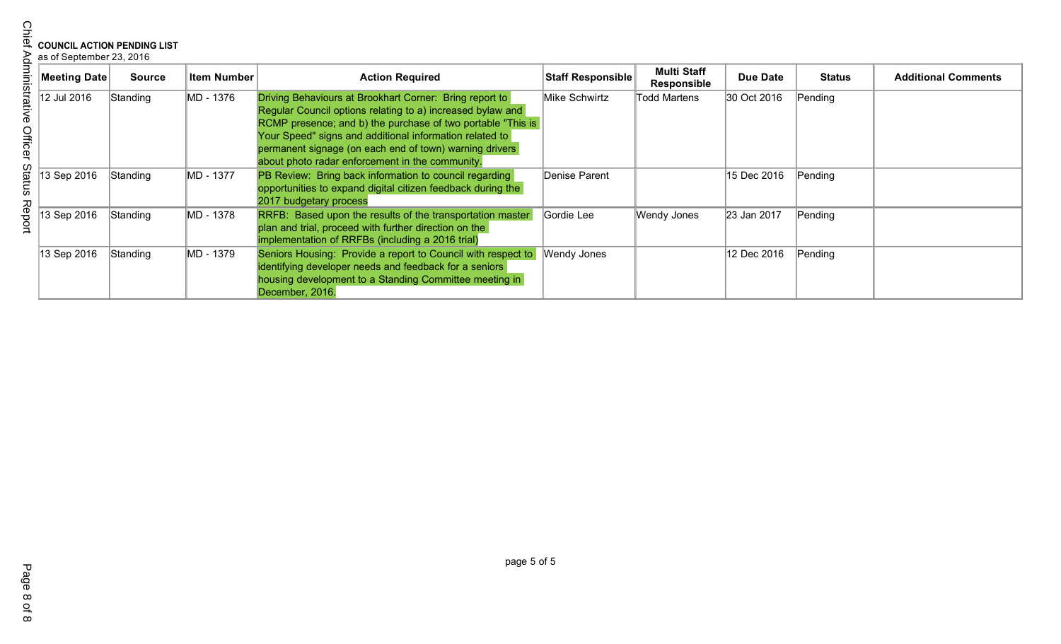**COUNCIL ACTION PENDING LIST**
as of September 23, 2016

| Meeting Date | Source | Item Number | Action Required | Staff Responsible | Multi Staff Responsible | Due Date | Status | Additional Comments |
|---|---|---|---|---|---|---|---|---|
| 12 Jul 2016 | Standing | MD - 1376 | Driving Behaviours at Brookhart Corner: Bring report to Regular Council options relating to a) increased bylaw and RCMP presence; and b) the purchase of two portable "This is Your Speed" signs and additional information related to permanent signage (on each end of town) warning drivers about photo radar enforcement in the community. | Mike Schwirtz | Todd Martens | 30 Oct 2016 | Pending | |
| 13 Sep 2016 | Standing | MD - 1377 | PB Review: Bring back information to council regarding opportunities to expand digital citizen feedback during the 2017 budgetary process | Denise Parent | | 15 Dec 2016 | Pending | |
| 13 Sep 2016 | Standing | MD - 1378 | RRFB: Based upon the results of the transportation master plan and trial, proceed with further direction on the implementation of RRFBs (including a 2016 trial) | Gordie Lee | Wendy Jones | 23 Jan 2017 | Pending | |
| 13 Sep 2016 | Standing | MD - 1379 | Seniors Housing: Provide a report to Council with respect to identifying developer needs and feedback for a seniors housing development to a Standing Committee meeting in December, 2016. | Wendy Jones | | 12 Dec 2016 | Pending | |